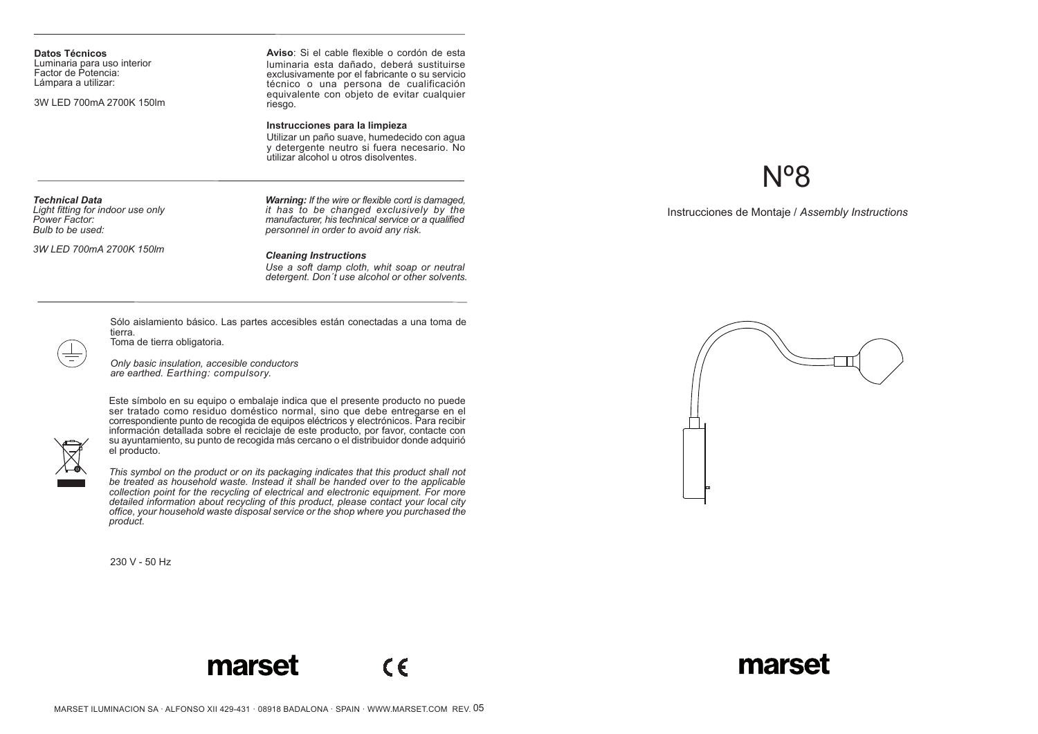**Datos Técnicos**
Luminaria para uso interior
Factor de Potencia:
Lámpara a utilizar:

3W LED 700mA 2700K 150lm

**Aviso**: Si el cable flexible o cordón de esta luminaria esta dañado, deberá sustituirse exclusivamente por el fabricante o su servicio técnico o una persona de cualificación equivalente con objeto de evitar cualquier riesgo.

**Instrucciones para la limpieza**
Utilizar un paño suave, humedecido con agua y detergente neutro si fuera necesario. No utilizar alcohol u otros disolventes.

***Technical Data***
*Light fitting for indoor use only*
*Power Factor:*
*Bulb to be used:*

*3W LED 700mA 2700K 150lm*

***Warning:*** *If the wire or flexible cord is damaged, it has to be changed exclusively by the manufacturer, his technical service or a qualified personnel in order to avoid any risk.*

***Cleaning Instructions***
*Use a soft damp cloth, whit soap or neutral detergent. Don´t use alcohol or other solvents.*

Sólo aislamiento básico. Las partes accesibles están conectadas a una toma de tierra.
Toma de tierra obligatoria.

*Only basic insulation, accesible conductors are earthed. Earthing: compulsory.*

Este símbolo en su equipo o embalaje indica que el presente producto no puede ser tratado como residuo doméstico normal, sino que debe entregarse en el correspondiente punto de recogida de equipos eléctricos y electrónicos. Para recibir información detallada sobre el reciclaje de este producto, por favor, contacte con su ayuntamiento, su punto de recogida más cercano o el distribuidor donde adquirió el producto.

*This symbol on the product or on its packaging indicates that this product shall not be treated as household waste. Instead it shall be handed over to the applicable collection point for the recycling of electrical and electronic equipment. For more detailed information about recycling of this product, please contact your local city office, your household waste disposal service or the shop where you purchased the product.*

230 V - 50 Hz

marset

CE

MARSET ILUMINACION SA · ALFONSO XII 429-431 · 08918 BADALONA · SPAIN · WWW.MARSET.COM REV. 05

# Nº8

Instrucciones de Montaje / *Assembly Instructions*

marset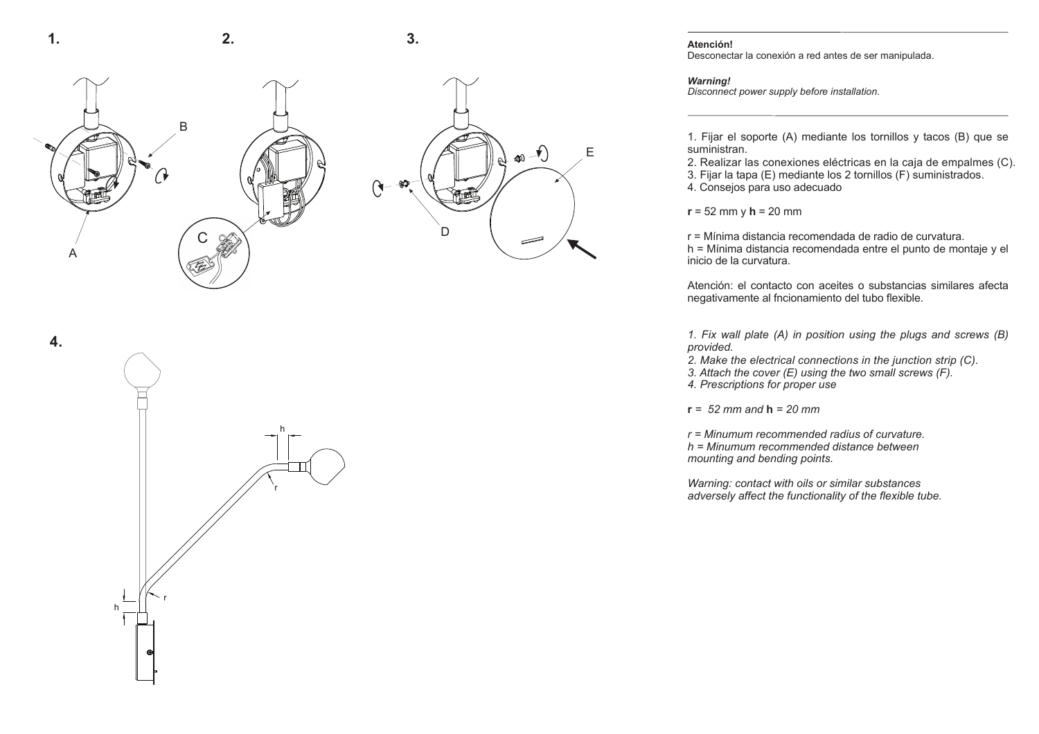1.

2.

3.

B

E

C

D

A

4.

h

r

r

h

**Atención!**
Desconectar la conexión a red antes de ser manipulada.

***Warning!***
*Disconnect power supply before installation.*

1. Fijar el soporte (A) mediante los tornillos y tacos (B) que se suministran.
2. Realizar las conexiones eléctricas en la caja de empalmes (C).
3. Fijar la tapa (E) mediante los 2 tornillos (F) suministrados.
4. Consejos para uso adecuado

**r** = 52 mm y **h** = 20 mm

r = Mínima distancia recomendada de radio de curvatura.
h = Mínima distancia recomendada entre el punto de montaje y el inicio de la curvatura.

Atención: el contacto con aceites o substancias similares afecta negativamente al fncionamiento del tubo flexible.

*1. Fix wall plate (A) in position using the plugs and screws (B) provided.*
*2. Make the electrical connections in the junction strip (C).*
*3. Attach the cover (E) using the two small screws (F).*
*4. Prescriptions for proper use*

**r** = *52 mm and* **h** *= 20 mm*

*r = Minumum recommended radius of curvature.*
*h = Minumum recommended distance between mounting and bending points.*

*Warning: contact with oils or similar substances adversely affect the functionality of the flexible tube.*